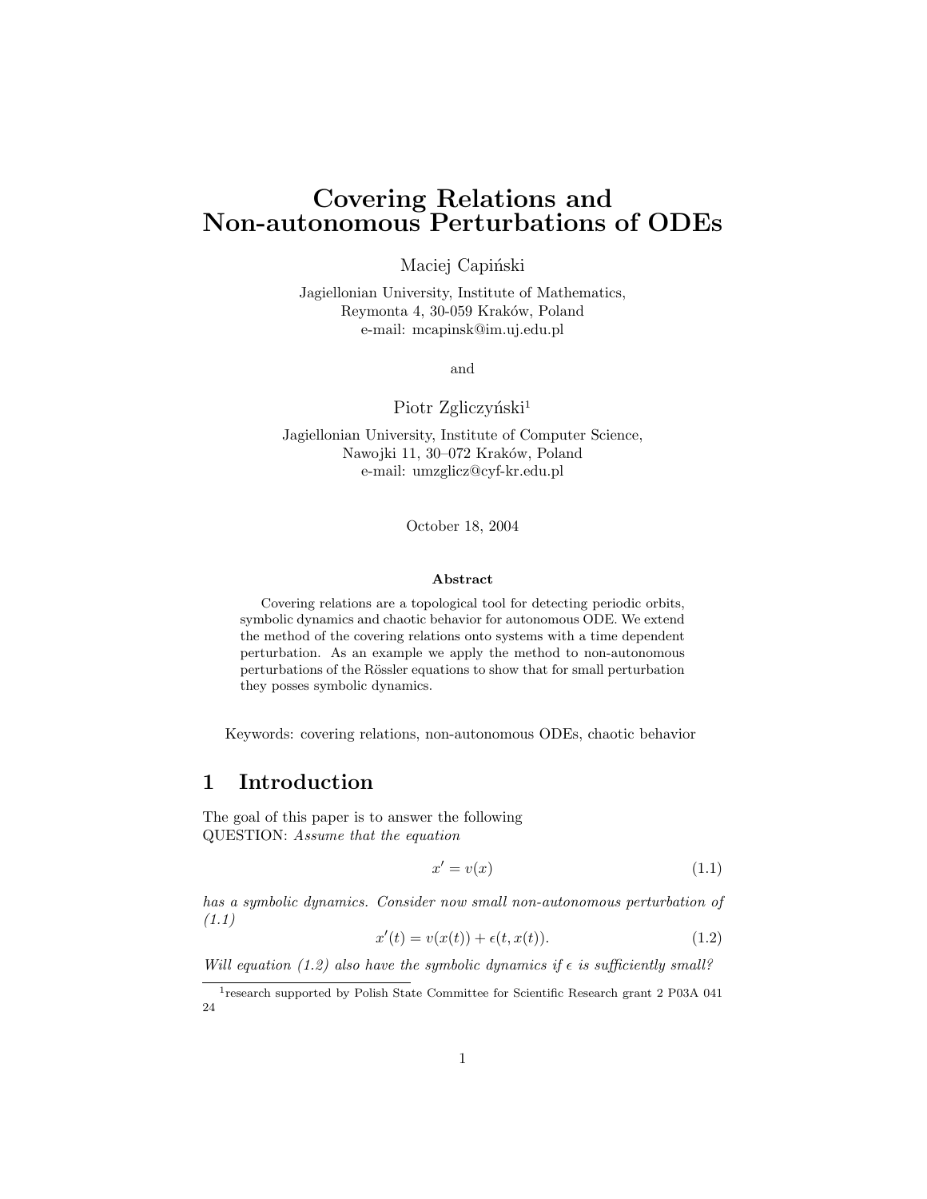# Covering Relations and Non-autonomous Perturbations of ODEs

Maciej Capiński

Jagiellonian University, Institute of Mathematics,
Reymonta 4, 30-059 Kraków, Poland
e-mail: mcapinsk@im.uj.edu.pl

and

Piotr Zgliczyński[1]

Jagiellonian University, Institute of Computer Science,
Nawojki 11, 30–072 Kraków, Poland
e-mail: umzglicz@cyf-kr.edu.pl

October 18, 2004

**Abstract**

Covering relations are a topological tool for detecting periodic orbits, symbolic dynamics and chaotic behavior for autonomous ODE. We extend the method of the covering relations onto systems with a time dependent perturbation. As an example we apply the method to non-autonomous perturbations of the Rössler equations to show that for small perturbation they posses symbolic dynamics.

Keywords: covering relations, non-autonomous ODEs, chaotic behavior

## 1 Introduction

The goal of this paper is to answer the following
QUESTION: *Assume that the equation*

$$x' = v(x) \tag{1.1}$$

*has a symbolic dynamics. Consider now small non-autonomous perturbation of (1.1)*

$$x'(t) = v(x(t)) + \epsilon(t, x(t)). \tag{1.2}$$

*Will equation (1.2) also have the symbolic dynamics if $\epsilon$ is sufficiently small?*

[1] research supported by Polish State Committee for Scientific Research grant 2 P03A 041 24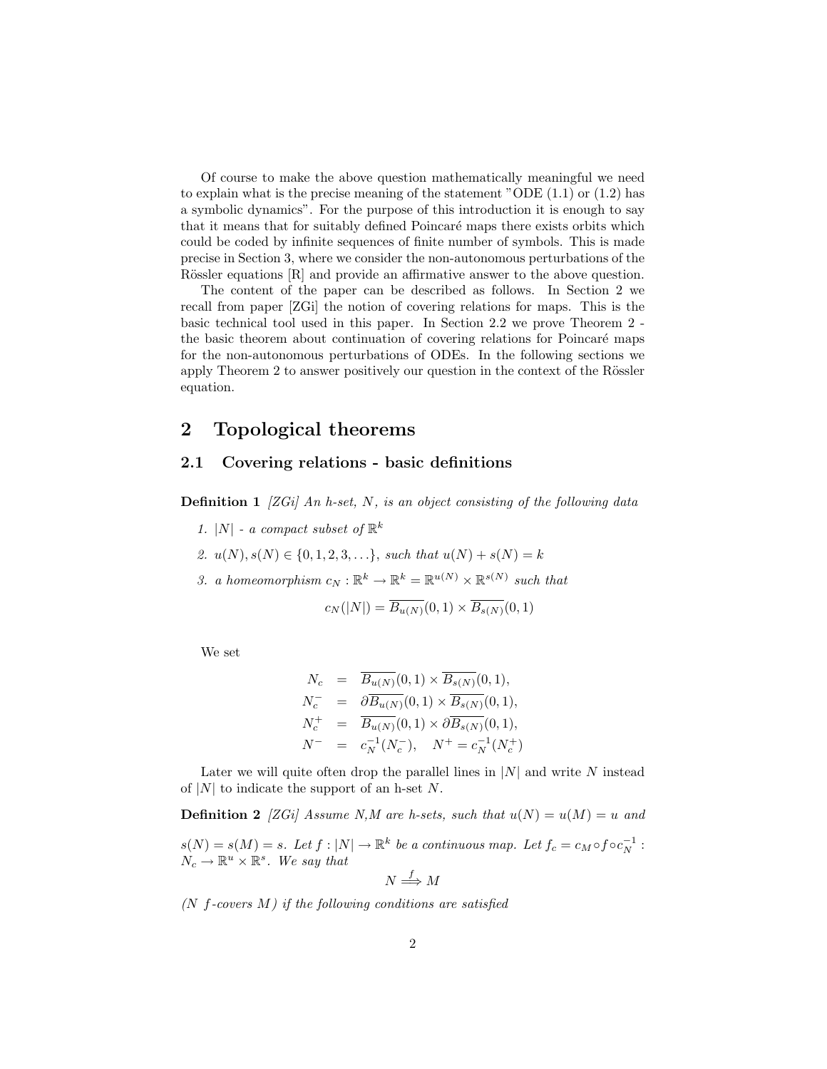Of course to make the above question mathematically meaningful we need to explain what is the precise meaning of the statement "ODE (1.1) or (1.2) has a symbolic dynamics". For the purpose of this introduction it is enough to say that it means that for suitably defined Poincaré maps there exists orbits which could be coded by infinite sequences of finite number of symbols. This is made precise in Section 3, where we consider the non-autonomous perturbations of the Rössler equations [R] and provide an affirmative answer to the above question.

The content of the paper can be described as follows. In Section 2 we recall from paper [ZGi] the notion of covering relations for maps. This is the basic technical tool used in this paper. In Section 2.2 we prove Theorem 2 - the basic theorem about continuation of covering relations for Poincaré maps for the non-autonomous perturbations of ODEs. In the following sections we apply Theorem 2 to answer positively our question in the context of the Rössler equation.

# 2 Topological theorems

## 2.1 Covering relations - basic definitions

**Definition 1** *[ZGi] An h-set, $N$, is an object consisting of the following data*

1. *$|N|$ - a compact subset of $\mathbb{R}^k$*
2. *$u(N), s(N) \in \{0, 1, 2, 3, \ldots\}$, such that $u(N) + s(N) = k$*
3. *a homeomorphism $c_N : \mathbb{R}^k \to \mathbb{R}^k = \mathbb{R}^{u(N)} \times \mathbb{R}^{s(N)}$ such that*

$$c_N(|N|) = \overline{B_{u(N)}}(0,1) \times \overline{B_{s(N)}}(0,1)$$

We set

$$\begin{aligned}
N_c &= \overline{B_{u(N)}}(0,1) \times \overline{B_{s(N)}}(0,1), \\
N_c^- &= \partial\overline{B_{u(N)}}(0,1) \times \overline{B_{s(N)}}(0,1), \\
N_c^+ &= \overline{B_{u(N)}}(0,1) \times \partial\overline{B_{s(N)}}(0,1), \\
N^- &= c_N^{-1}(N_c^-), \quad N^+ = c_N^{-1}(N_c^+)
\end{aligned}$$

Later we will quite often drop the parallel lines in $|N|$ and write $N$ instead of $|N|$ to indicate the support of an h-set $N$.

**Definition 2** *[ZGi] Assume $N$,$M$ are h-sets, such that $u(N) = u(M) = u$ and $s(N) = s(M) = s$. Let $f : |N| \to \mathbb{R}^k$ be a continuous map. Let $f_c = c_M \circ f \circ c_N^{-1} : N_c \to \mathbb{R}^u \times \mathbb{R}^s$. We say that*

$$N \overset{f}{\Longrightarrow} M$$

*($N$ $f$-covers $M$) if the following conditions are satisfied*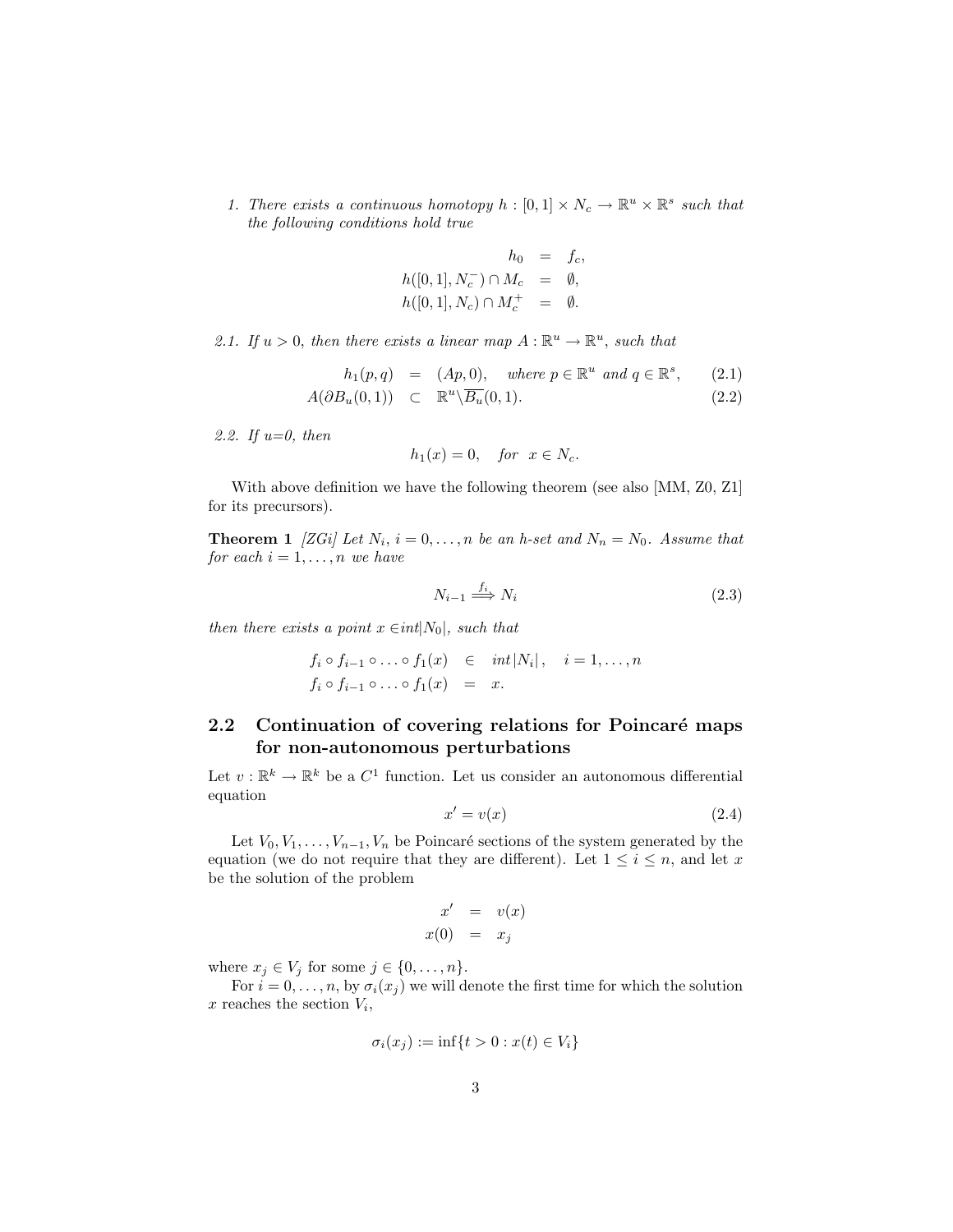1. *There exists a continuous homotopy $h : [0,1] \times N_c \to \mathbb{R}^u \times \mathbb{R}^s$ such that the following conditions hold true*

$$
\begin{aligned}
h_0 &= f_c, \\
h([0,1], N_c^-) \cap M_c &= \emptyset, \\
h([0,1], N_c) \cap M_c^+ &= \emptyset.
\end{aligned}
$$

*2.1. If $u > 0$, then there exists a linear map $A : \mathbb{R}^u \to \mathbb{R}^u$, such that*

$$
h_1(p,q) = (Ap, 0), \quad \text{where } p \in \mathbb{R}^u \text{ and } q \in \mathbb{R}^s, \tag{2.1}
$$

$$
A(\partial B_u(0,1)) \subset \mathbb{R}^u \backslash \overline{B_u}(0,1). \tag{2.2}
$$

*2.2. If u=0, then*

$$
h_1(x) = 0, \quad \text{for } x \in N_c.
$$

With above definition we have the following theorem (see also [MM, Z0, Z1] for its precursors).

**Theorem 1** *[ZGi] Let $N_i$, $i = 0, \ldots, n$ be an h-set and $N_n = N_0$. Assume that for each $i = 1, \ldots, n$ we have*

$$
N_{i-1} \overset{f_i}{\Longrightarrow} N_i \tag{2.3}
$$

*then there exists a point $x \in int|N_0|$, such that*

$$
\begin{aligned}
f_i \circ f_{i-1} \circ \ldots \circ f_1(x) &\in int\,|N_i|, \quad i = 1, \ldots, n \\
f_i \circ f_{i-1} \circ \ldots \circ f_1(x) &= x.
\end{aligned}
$$

## 2.2 Continuation of covering relations for Poincaré maps for non-autonomous perturbations

Let $v : \mathbb{R}^k \to \mathbb{R}^k$ be a $C^1$ function. Let us consider an autonomous differential equation

$$
x' = v(x) \tag{2.4}
$$

Let $V_0, V_1, \ldots, V_{n-1}, V_n$ be Poincaré sections of the system generated by the equation (we do not require that they are different). Let $1 \leq i \leq n$, and let $x$ be the solution of the problem

$$
\begin{aligned}
x' &= v(x) \\
x(0) &= x_j
\end{aligned}
$$

where $x_j \in V_j$ for some $j \in \{0, \ldots, n\}$.

For $i = 0, \ldots, n$, by $\sigma_i(x_j)$ we will denote the first time for which the solution $x$ reaches the section $V_i$,

$$
\sigma_i(x_j) := \inf\{t > 0 : x(t) \in V_i\}
$$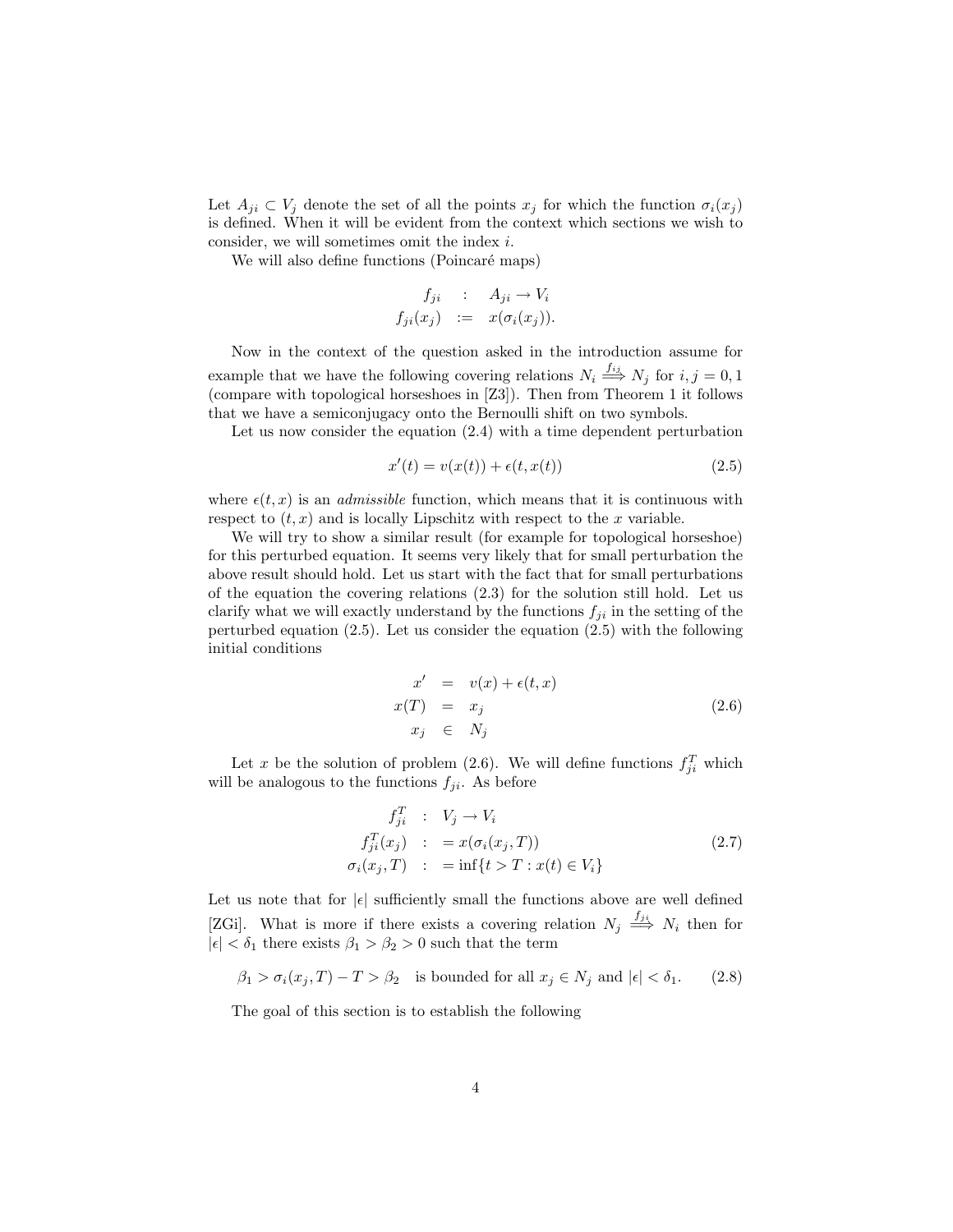Let $A_{ji} \subset V_j$ denote the set of all the points $x_j$ for which the function $\sigma_i(x_j)$ is defined. When it will be evident from the context which sections we wish to consider, we will sometimes omit the index $i$.

We will also define functions (Poincaré maps)

$$
\begin{aligned}
f_{ji} \quad &: \quad A_{ji} \to V_i \\
f_{ji}(x_j) \quad &:= \quad x(\sigma_i(x_j)).
\end{aligned}
$$

Now in the context of the question asked in the introduction assume for example that we have the following covering relations $N_i \overset{f_{ij}}{\Longrightarrow} N_j$ for $i, j = 0, 1$ (compare with topological horseshoes in [Z3]). Then from Theorem 1 it follows that we have a semiconjugacy onto the Bernoulli shift on two symbols.

Let us now consider the equation (2.4) with a time dependent perturbation

$$
x'(t) = v(x(t)) + \epsilon(t, x(t)) \tag{2.5}
$$

where $\epsilon(t, x)$ is an *admissible* function, which means that it is continuous with respect to $(t, x)$ and is locally Lipschitz with respect to the $x$ variable.

We will try to show a similar result (for example for topological horseshoe) for this perturbed equation. It seems very likely that for small perturbation the above result should hold. Let us start with the fact that for small perturbations of the equation the covering relations (2.3) for the solution still hold. Let us clarify what we will exactly understand by the functions $f_{ji}$ in the setting of the perturbed equation (2.5). Let us consider the equation (2.5) with the following initial conditions

$$
\begin{aligned}
x' \quad &= \quad v(x) + \epsilon(t, x) \\
x(T) \quad &= \quad x_j \\
x_j \quad &\in \quad N_j
\end{aligned}
\tag{2.6}
$$

Let $x$ be the solution of problem (2.6). We will define functions $f_{ji}^T$ which will be analogous to the functions $f_{ji}$. As before

$$
\begin{aligned}
f_{ji}^T \quad &: \quad V_j \to V_i \\
f_{ji}^T(x_j) \quad &: \quad = x(\sigma_i(x_j, T)) \\
\sigma_i(x_j, T) \quad &: \quad = \inf\{t > T : x(t) \in V_i\}
\end{aligned}
\tag{2.7}
$$

Let us note that for $|\epsilon|$ sufficiently small the functions above are well defined [ZGi]. What is more if there exists a covering relation $N_j \overset{f_{ji}}{\Longrightarrow} N_i$ then for $|\epsilon| < \delta_1$ there exists $\beta_1 > \beta_2 > 0$ such that the term

$$
\beta_1 > \sigma_i(x_j, T) - T > \beta_2 \quad \text{is bounded for all } x_j \in N_j \text{ and } |\epsilon| < \delta_1. \tag{2.8}
$$

The goal of this section is to establish the following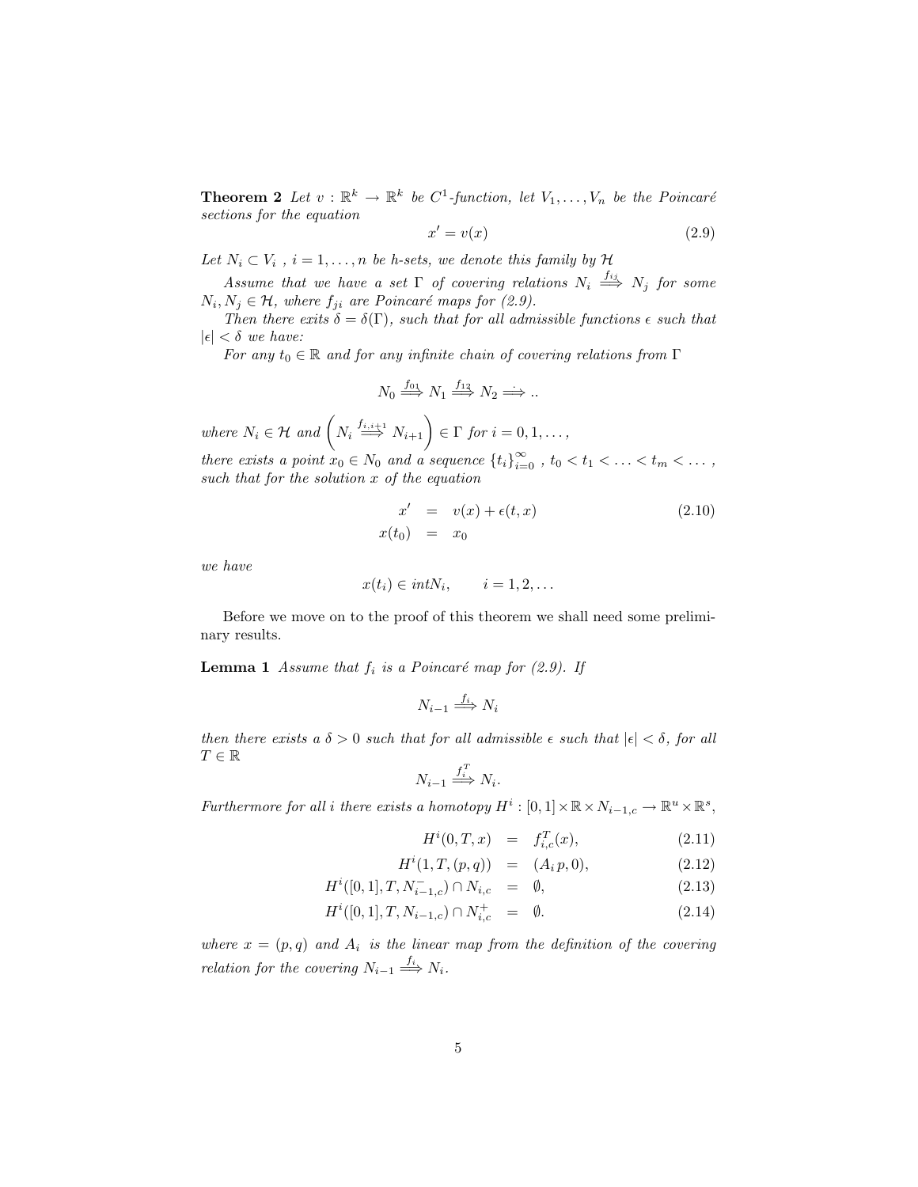**Theorem 2** *Let $v : \mathbb{R}^k \to \mathbb{R}^k$ be $C^1$-function, let $V_1, \dots, V_n$ be the Poincaré sections for the equation*

$$x' = v(x) \tag{2.9}$$

*Let $N_i \subset V_i$ , $i = 1, \dots, n$ be h-sets, we denote this family by $\mathcal{H}$*

*Assume that we have a set $\Gamma$ of covering relations $N_i \overset{f_{ij}}{\Longrightarrow} N_j$ for some $N_i, N_j \in \mathcal{H}$, where $f_{ji}$ are Poincaré maps for (2.9).*

*Then there exits $\delta = \delta(\Gamma)$, such that for all admissible functions $\epsilon$ such that $|\epsilon| < \delta$ we have:*

*For any $t_0 \in \mathbb{R}$ and for any infinite chain of covering relations from $\Gamma$*

$$N_0 \overset{f_{01}}{\Longrightarrow} N_1 \overset{f_{12}}{\Longrightarrow} N_2 \Longrightarrow ..$$

*where $N_i \in \mathcal{H}$ and $\left( N_i \overset{f_{i,i+1}}{\Longrightarrow} N_{i+1} \right) \in \Gamma$ for $i = 0, 1, \dots,$*

*there exists a point $x_0 \in N_0$ and a sequence $\{t_i\}_{i=0}^{\infty}$ , $t_0 < t_1 < \ldots < t_m < \ldots$ , such that for the solution $x$ of the equation*

$$\begin{aligned} x' &= v(x) + \epsilon(t, x) \\ x(t_0) &= x_0 \end{aligned} \tag{2.10}$$

*we have*

$$x(t_i) \in int N_i, \qquad i = 1, 2, \dots$$

Before we move on to the proof of this theorem we shall need some preliminary results.

**Lemma 1** *Assume that $f_i$ is a Poincaré map for (2.9). If*

$$N_{i-1} \overset{f_i}{\Longrightarrow} N_i$$

*then there exists a $\delta > 0$ such that for all admissible $\epsilon$ such that $|\epsilon| < \delta$, for all $T \in \mathbb{R}$*

$$N_{i-1} \overset{f_i^T}{\Longrightarrow} N_i.$$

*Furthermore for all $i$ there exists a homotopy $H^i : [0,1] \times \mathbb{R} \times N_{i-1,c} \to \mathbb{R}^u \times \mathbb{R}^s$,*

$$H^i(0, T, x) = f_{i,c}^T(x), \tag{2.11}$$

$$H^i(1, T, (p, q)) = (A_i p, 0), \tag{2.12}$$

$$H^i([0,1], T, N_{i-1,c}^-) \cap N_{i,c} = \emptyset, \tag{2.13}$$

$$H^i([0,1], T, N_{i-1,c}) \cap N_{i,c}^+ = \emptyset. \tag{2.14}$$

*where $x = (p, q)$ and $A_i$ is the linear map from the definition of the covering relation for the covering $N_{i-1} \overset{f_i}{\Longrightarrow} N_i$.*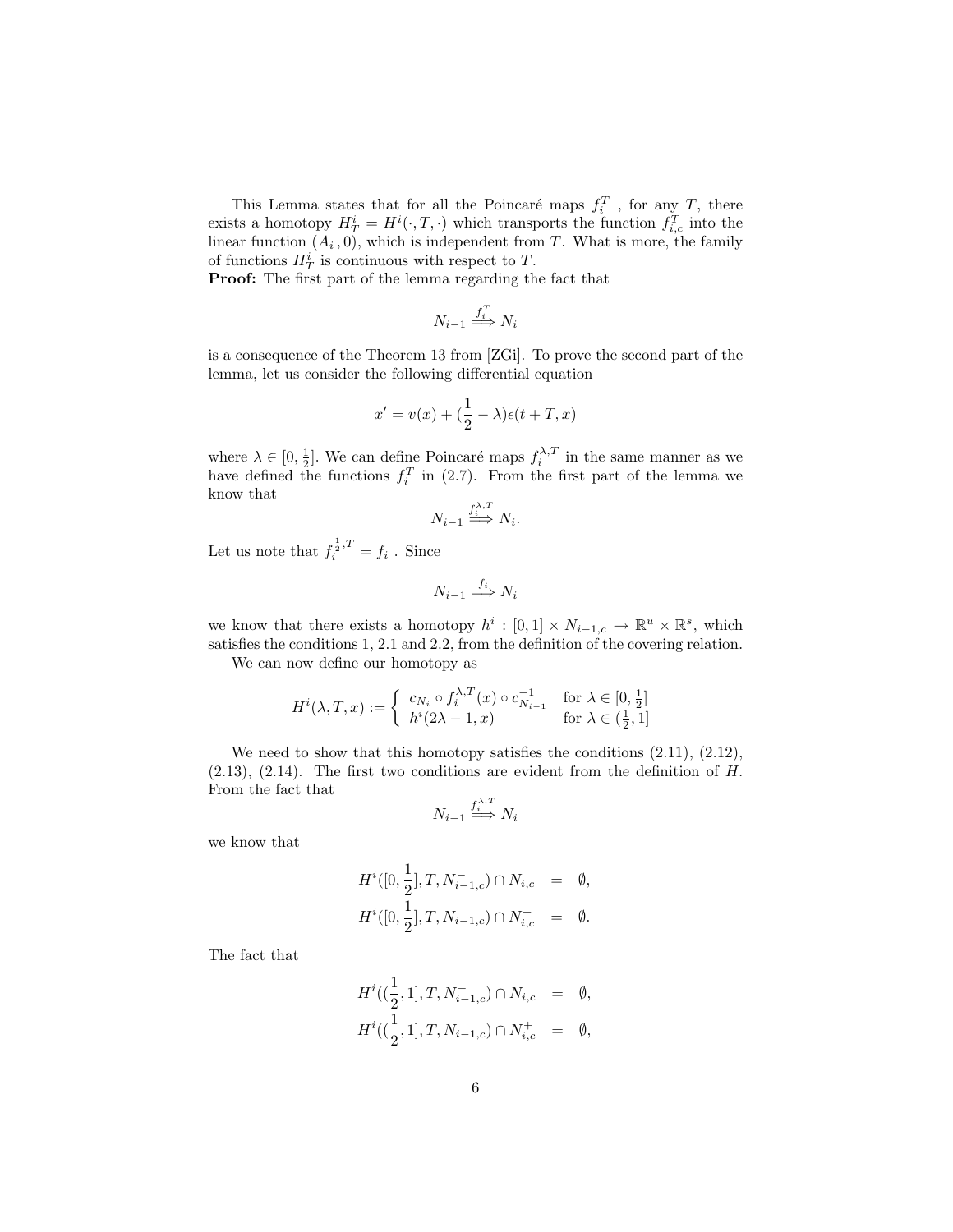This Lemma states that for all the Poincaré maps $f_i^T$ , for any $T$, there exists a homotopy $H_T^i = H^i(\cdot, T, \cdot)$ which transports the function $f_{i,c}^T$ into the linear function $(A_i, 0)$, which is independent from $T$. What is more, the family of functions $H_T^i$ is continuous with respect to $T$.

**Proof:** The first part of the lemma regarding the fact that

$$N_{i-1} \overset{f_i^T}{\Longrightarrow} N_i$$

is a consequence of the Theorem 13 from [ZGi]. To prove the second part of the lemma, let us consider the following differential equation

$$x' = v(x) + (\frac{1}{2} - \lambda)\epsilon(t + T, x)$$

where $\lambda \in [0, \frac{1}{2}]$. We can define Poincaré maps $f_i^{\lambda,T}$ in the same manner as we have defined the functions $f_i^T$ in (2.7). From the first part of the lemma we know that

$$N_{i-1} \overset{f_i^{\lambda,T}}{\Longrightarrow} N_i.$$

Let us note that $f_i^{\frac{1}{2},T} = f_i$ . Since

$$N_{i-1} \overset{f_i}{\Longrightarrow} N_i$$

we know that there exists a homotopy $h^i : [0, 1] \times N_{i-1,c} \to \mathbb{R}^u \times \mathbb{R}^s$, which satisfies the conditions 1, 2.1 and 2.2, from the definition of the covering relation.

We can now define our homotopy as

$$H^i(\lambda, T, x) := \begin{cases} c_{N_i} \circ f_i^{\lambda,T}(x) \circ c_{N_{i-1}}^{-1} & \text{for } \lambda \in [0, \frac{1}{2}] \\ h^i(2\lambda - 1, x) & \text{for } \lambda \in (\frac{1}{2}, 1] \end{cases}$$

We need to show that this homotopy satisfies the conditions (2.11), (2.12), (2.13), (2.14). The first two conditions are evident from the definition of $H$. From the fact that

$$N_{i-1} \overset{f_i^{\lambda,T}}{\Longrightarrow} N_i$$

we know that

$$\begin{aligned} H^i([0, \frac{1}{2}], T, N_{i-1,c}^-) \cap N_{i,c} &= \emptyset, \\ H^i([0, \frac{1}{2}], T, N_{i-1,c}) \cap N_{i,c}^+ &= \emptyset. \end{aligned}$$

The fact that

$$\begin{aligned} H^i((\frac{1}{2}, 1], T, N_{i-1,c}^-) \cap N_{i,c} &= \emptyset, \\ H^i((\frac{1}{2}, 1], T, N_{i-1,c}) \cap N_{i,c}^+ &= \emptyset, \end{aligned}$$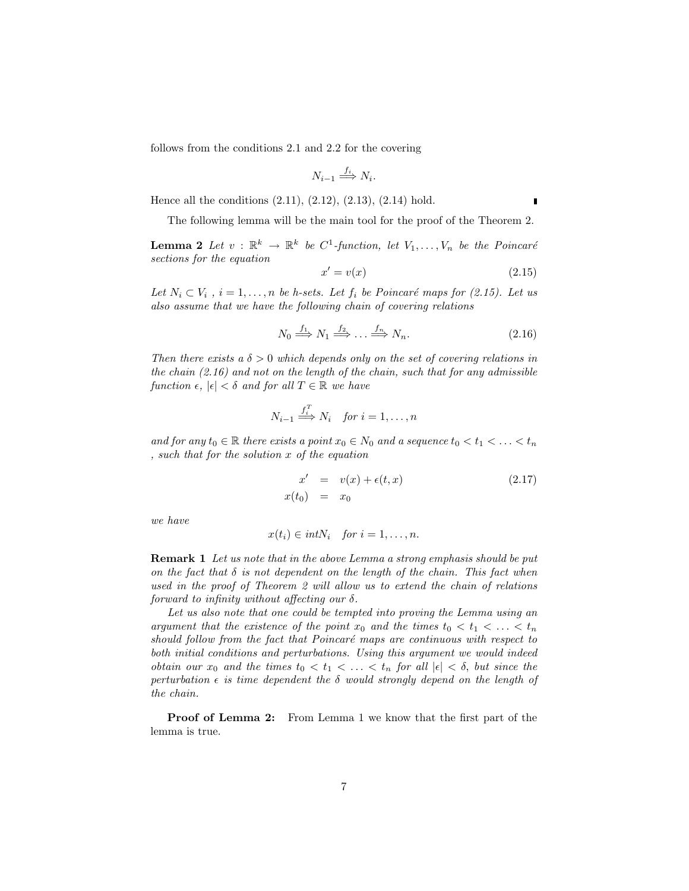follows from the conditions 2.1 and 2.2 for the covering

$$N_{i-1} \overset{f_i}{\Longrightarrow} N_i.$$

Hence all the conditions (2.11), (2.12), (2.13), (2.14) hold. ∎

The following lemma will be the main tool for the proof of the Theorem 2.

**Lemma 2** *Let $v : \mathbb{R}^k \to \mathbb{R}^k$ be $C^1$-function, let $V_1, \ldots, V_n$ be the Poincaré sections for the equation*

$$x' = v(x) \tag{2.15}$$

*Let $N_i \subset V_i$ , $i = 1, \ldots, n$ be h-sets. Let $f_i$ be Poincaré maps for (2.15). Let us also assume that we have the following chain of covering relations*

$$N_0 \overset{f_1}{\Longrightarrow} N_1 \overset{f_2}{\Longrightarrow} \ldots \overset{f_n}{\Longrightarrow} N_n. \tag{2.16}$$

*Then there exists a $\delta > 0$ which depends only on the set of covering relations in the chain (2.16) and not on the length of the chain, such that for any admissible function $\epsilon$, $|\epsilon| < \delta$ and for all $T \in \mathbb{R}$ we have*

$$N_{i-1} \overset{f_i^T}{\Longrightarrow} N_i \quad \text{for } i = 1, \ldots, n$$

*and for any $t_0 \in \mathbb{R}$ there exists a point $x_0 \in N_0$ and a sequence $t_0 < t_1 < \ldots < t_n$ , such that for the solution $x$ of the equation*

$$\begin{aligned} x' &= v(x) + \epsilon(t, x) \\ x(t_0) &= x_0 \end{aligned} \tag{2.17}$$

*we have*

$$x(t_i) \in int N_i \quad \text{for } i = 1, \ldots, n.$$

**Remark 1** *Let us note that in the above Lemma a strong emphasis should be put on the fact that $\delta$ is not dependent on the length of the chain. This fact when used in the proof of Theorem 2 will allow us to extend the chain of relations forward to infinity without affecting our $\delta$.*

*Let us also note that one could be tempted into proving the Lemma using an argument that the existence of the point $x_0$ and the times $t_0 < t_1 < \ldots < t_n$ should follow from the fact that Poincaré maps are continuous with respect to both initial conditions and perturbations. Using this argument we would indeed obtain our $x_0$ and the times $t_0 < t_1 < \ldots < t_n$ for all $|\epsilon| < \delta$, but since the perturbation $\epsilon$ is time dependent the $\delta$ would strongly depend on the length of the chain.*

**Proof of Lemma 2:** From Lemma 1 we know that the first part of the lemma is true.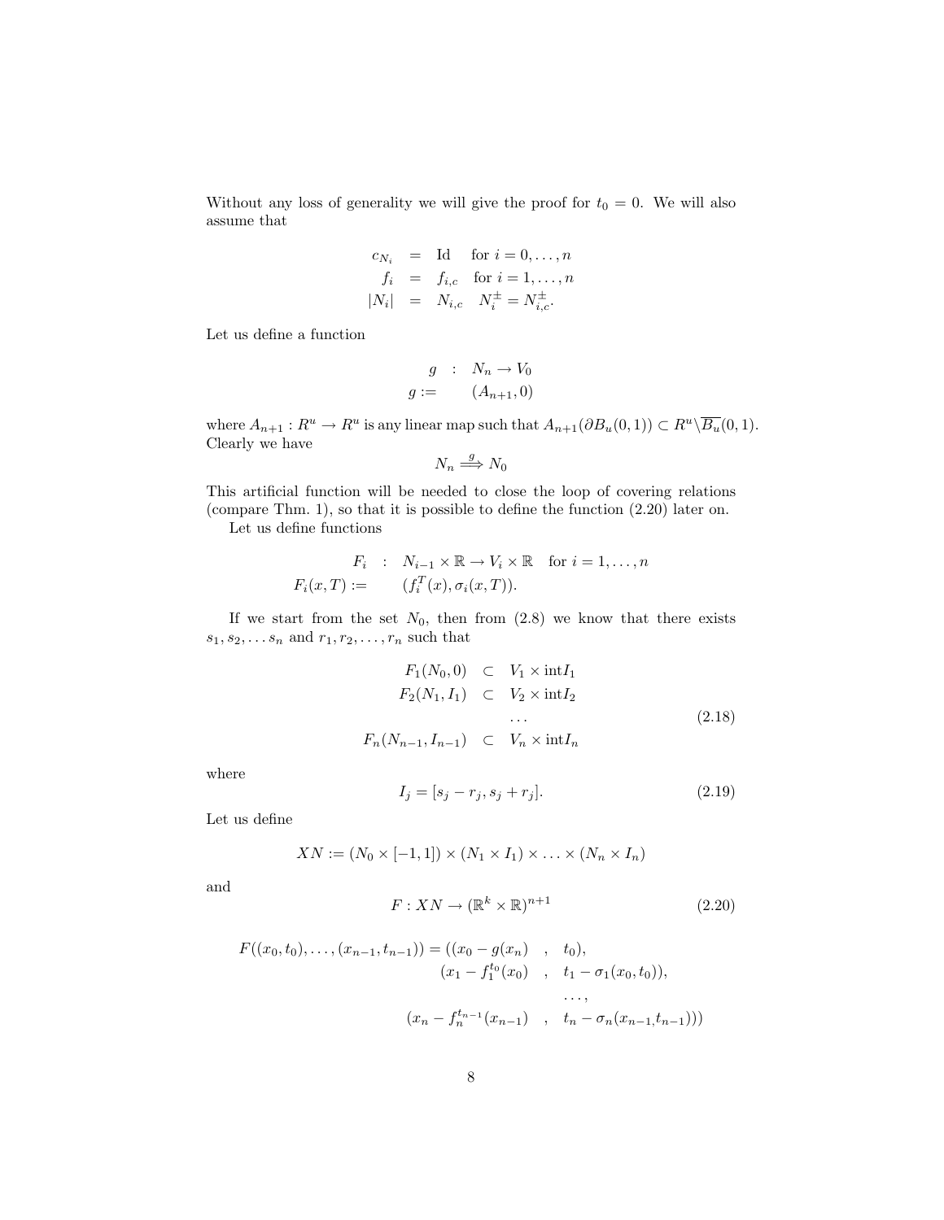Without any loss of generality we will give the proof for $t_0 = 0$. We will also assume that

$$
\begin{aligned}
c_{N_i} &= \text{Id} \quad \text{for } i = 0, \dots, n \\
f_i &= f_{i,c} \quad \text{for } i = 1, \dots, n \\
|N_i| &= N_{i,c} \quad N_i^{\pm} = N_{i,c}^{\pm}.
\end{aligned}
$$

Let us define a function

$$
\begin{aligned}
g &: N_n \to V_0 \\
g :&= \quad (A_{n+1}, 0)
\end{aligned}
$$

where $A_{n+1} : R^u \to R^u$ is any linear map such that $A_{n+1}(\partial B_u(0,1)) \subset R^u \backslash \overline{B_u}(0,1)$. Clearly we have

$$
N_n \overset{g}{\Longrightarrow} N_0
$$

This artificial function will be needed to close the loop of covering relations (compare Thm. 1), so that it is possible to define the function (2.20) later on.

Let us define functions

$$
\begin{aligned}
F_i &: N_{i-1} \times \mathbb{R} \to V_i \times \mathbb{R} \quad \text{for } i = 1, \dots, n \\
F_i(x, T) :&= \quad (f_i^T(x), \sigma_i(x, T)).
\end{aligned}
$$

If we start from the set $N_0$, then from (2.8) we know that there exists $s_1, s_2, \dots s_n$ and $r_1, r_2, \dots, r_n$ such that

$$
\begin{aligned}
F_1(N_0, 0) &\subset V_1 \times \text{int} I_1 \\
F_2(N_1, I_1) &\subset V_2 \times \text{int} I_2 \\
&\dots \\
F_n(N_{n-1}, I_{n-1}) &\subset V_n \times \text{int} I_n
\end{aligned}
\tag{2.18}
$$

where

$$
I_j = [s_j - r_j, s_j + r_j]. \tag{2.19}
$$

Let us define

$$
XN := (N_0 \times [-1, 1]) \times (N_1 \times I_1) \times \dots \times (N_n \times I_n)
$$

and

$$
F : XN \to (\mathbb{R}^k \times \mathbb{R})^{n+1} \tag{2.20}
$$

$$
\begin{aligned}
F((x_0, t_0), \dots, (x_{n-1}, t_{n-1})) = ((x_0 - g(x_n) \quad &, \quad t_0), \\
(x_1 - f_1^{t_0}(x_0) \quad &, \quad t_1 - \sigma_1(x_0, t_0)), \\
&\dots, \\
(x_n - f_n^{t_{n-1}}(x_{n-1}) \quad &, \quad t_n - \sigma_n(x_{n-1,} t_{n-1})))
\end{aligned}
$$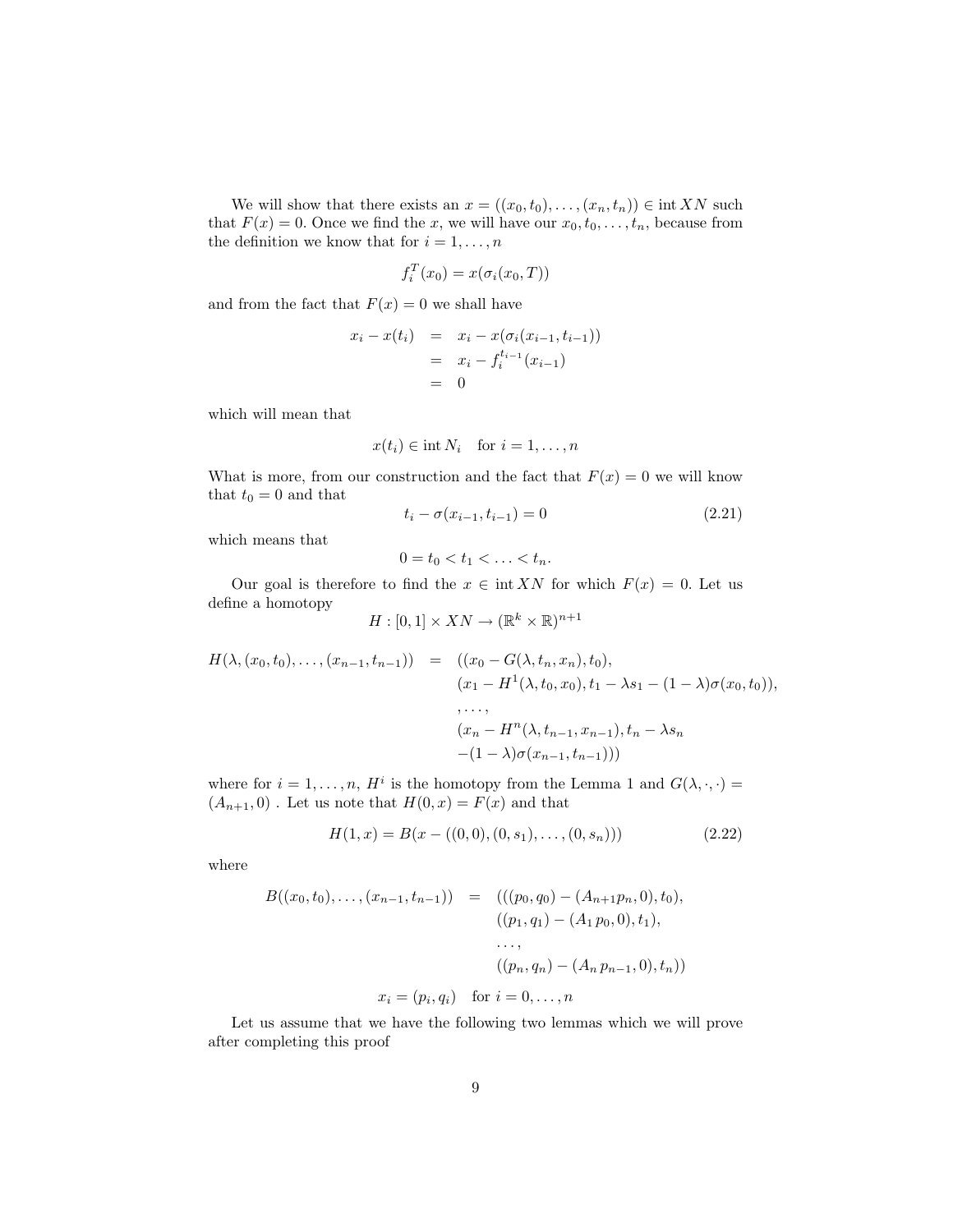We will show that there exists an $x = ((x_0, t_0), \ldots, (x_n, t_n)) \in \operatorname{int} XN$ such that $F(x) = 0$. Once we find the $x$, we will have our $x_0, t_0, \ldots, t_n$, because from the definition we know that for $i = 1, \ldots, n$

$$f_i^T(x_0) = x(\sigma_i(x_0, T))$$

and from the fact that $F(x) = 0$ we shall have

$$\begin{aligned} x_i - x(t_i) &= x_i - x(\sigma_i(x_{i-1}, t_{i-1})) \\ &= x_i - f_i^{t_{i-1}}(x_{i-1}) \\ &= 0 \end{aligned}$$

which will mean that

$$x(t_i) \in \operatorname{int} N_i \quad \text{for } i = 1, \ldots, n$$

What is more, from our construction and the fact that $F(x) = 0$ we will know that $t_0 = 0$ and that

$$t_i - \sigma(x_{i-1}, t_{i-1}) = 0 \tag{2.21}$$

which means that

$$0 = t_0 < t_1 < \ldots < t_n.$$

Our goal is therefore to find the $x \in \operatorname{int} XN$ for which $F(x) = 0$. Let us define a homotopy

$$H : [0, 1] \times XN \to (\mathbb{R}^k \times \mathbb{R})^{n+1}$$

$$\begin{aligned} H(\lambda, (x_0, t_0), \ldots, (x_{n-1}, t_{n-1})) = \; & ((x_0 - G(\lambda, t_n, x_n), t_0), \\ & (x_1 - H^1(\lambda, t_0, x_0), t_1 - \lambda s_1 - (1 - \lambda)\sigma(x_0, t_0)), \\ & , \ldots, \\ & (x_n - H^n(\lambda, t_{n-1}, x_{n-1}), t_n - \lambda s_n \\ & -(1 - \lambda)\sigma(x_{n-1}, t_{n-1}))) \end{aligned}$$

where for $i = 1, \ldots, n$, $H^i$ is the homotopy from the Lemma 1 and $G(\lambda, \cdot, \cdot) = (A_{n+1}, 0)$ . Let us note that $H(0, x) = F(x)$ and that

$$H(1, x) = B(x - ((0, 0), (0, s_1), \ldots, (0, s_n))) \tag{2.22}$$

where

$$\begin{aligned} B((x_0, t_0), \ldots, (x_{n-1}, t_{n-1})) = \; & (((p_0, q_0) - (A_{n+1} p_n, 0), t_0), \\ & ((p_1, q_1) - (A_1\, p_0, 0), t_1), \\ & \ldots, \\ & ((p_n, q_n) - (A_n\, p_{n-1}, 0), t_n)) \end{aligned}$$

$$x_i = (p_i, q_i) \quad \text{for } i = 0, \ldots, n$$

Let us assume that we have the following two lemmas which we will prove after completing this proof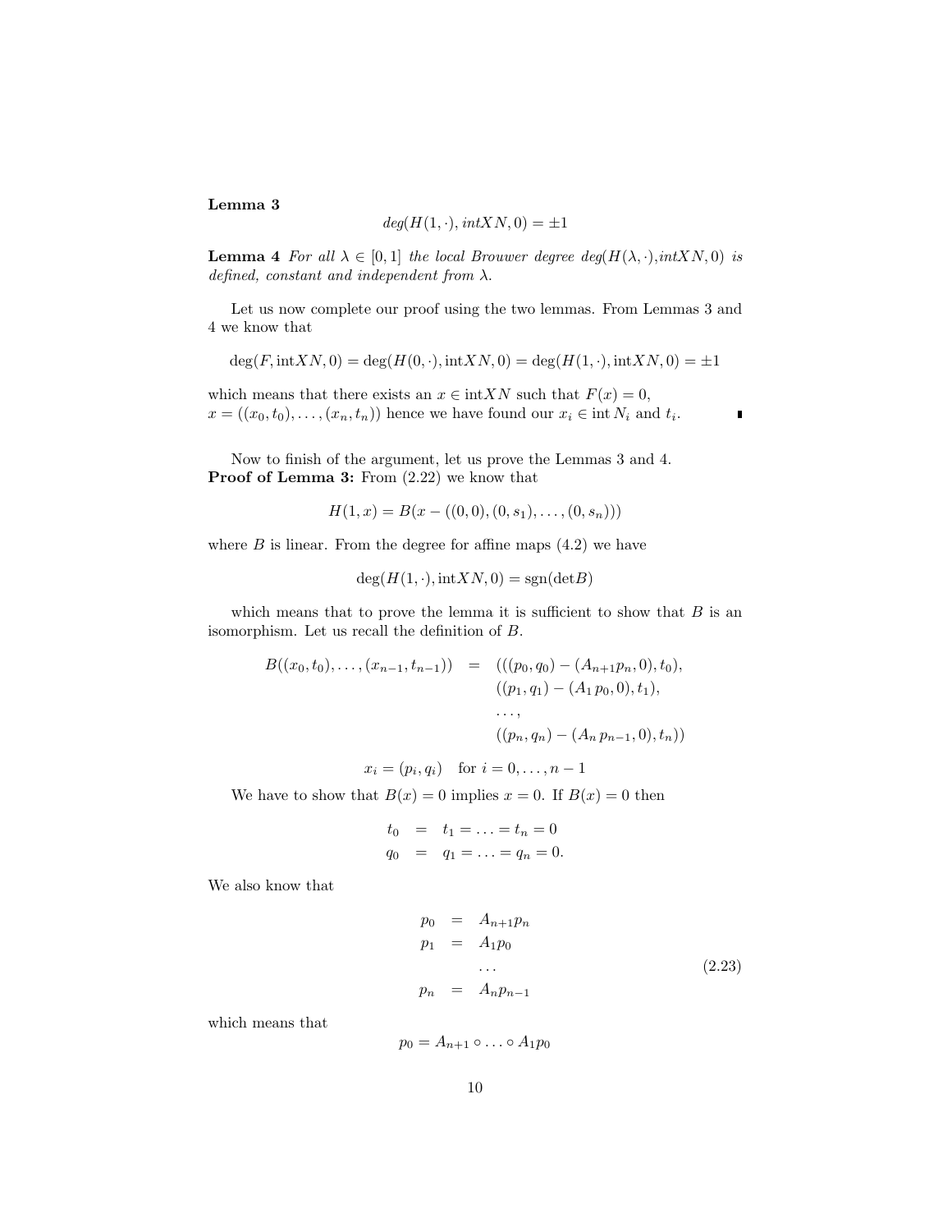**Lemma 3**

$$deg(H(1,\cdot), intXN, 0) = \pm 1$$

**Lemma 4** *For all $\lambda \in [0,1]$ the local Brouwer degree deg($H(\lambda,\cdot)$,intXN,0) is defined, constant and independent from $\lambda$.*

Let us now complete our proof using the two lemmas. From Lemmas 3 and 4 we know that

$$\deg(F, \mathrm{int}XN, 0) = \deg(H(0,\cdot), \mathrm{int}XN, 0) = \deg(H(1,\cdot), \mathrm{int}XN, 0) = \pm 1$$

which means that there exists an $x \in \mathrm{int}XN$ such that $F(x) = 0$, $x = ((x_0,t_0),\ldots,(x_n,t_n))$ hence we have found our $x_i \in \mathrm{int}\, N_i$ and $t_i$. ∎

Now to finish of the argument, let us prove the Lemmas 3 and 4.
**Proof of Lemma 3:** From (2.22) we know that

$$H(1,x) = B(x - ((0,0),(0,s_1),\ldots,(0,s_n)))$$

where $B$ is linear. From the degree for affine maps (4.2) we have

$$\deg(H(1,\cdot), \mathrm{int}XN, 0) = \mathrm{sgn}(\det B)$$

which means that to prove the lemma it is sufficient to show that $B$ is an isomorphism. Let us recall the definition of $B$.

$$\begin{aligned} B((x_0,t_0),\ldots,(x_{n-1},t_{n-1})) \;\; &= \;\; (((p_0,q_0) - (A_{n+1}p_n, 0), t_0), \\ &\quad\;\; ((p_1,q_1) - (A_1\, p_0, 0), t_1), \\ &\quad\;\; \ldots, \\ &\quad\;\; ((p_n,q_n) - (A_n\, p_{n-1}, 0), t_n)) \end{aligned}$$

$$x_i = (p_i, q_i) \quad \text{for } i = 0,\ldots,n-1$$

We have to show that $B(x) = 0$ implies $x = 0$. If $B(x) = 0$ then

$$\begin{aligned} t_0 &= t_1 = \ldots = t_n = 0 \\ q_0 &= q_1 = \ldots = q_n = 0. \end{aligned}$$

We also know that

$$\begin{aligned} p_0 &= A_{n+1}p_n \\ p_1 &= A_1 p_0 \\ &\ldots \\ p_n &= A_n p_{n-1} \end{aligned} \tag{2.23}$$

which means that

$$p_0 = A_{n+1} \circ \ldots \circ A_1 p_0$$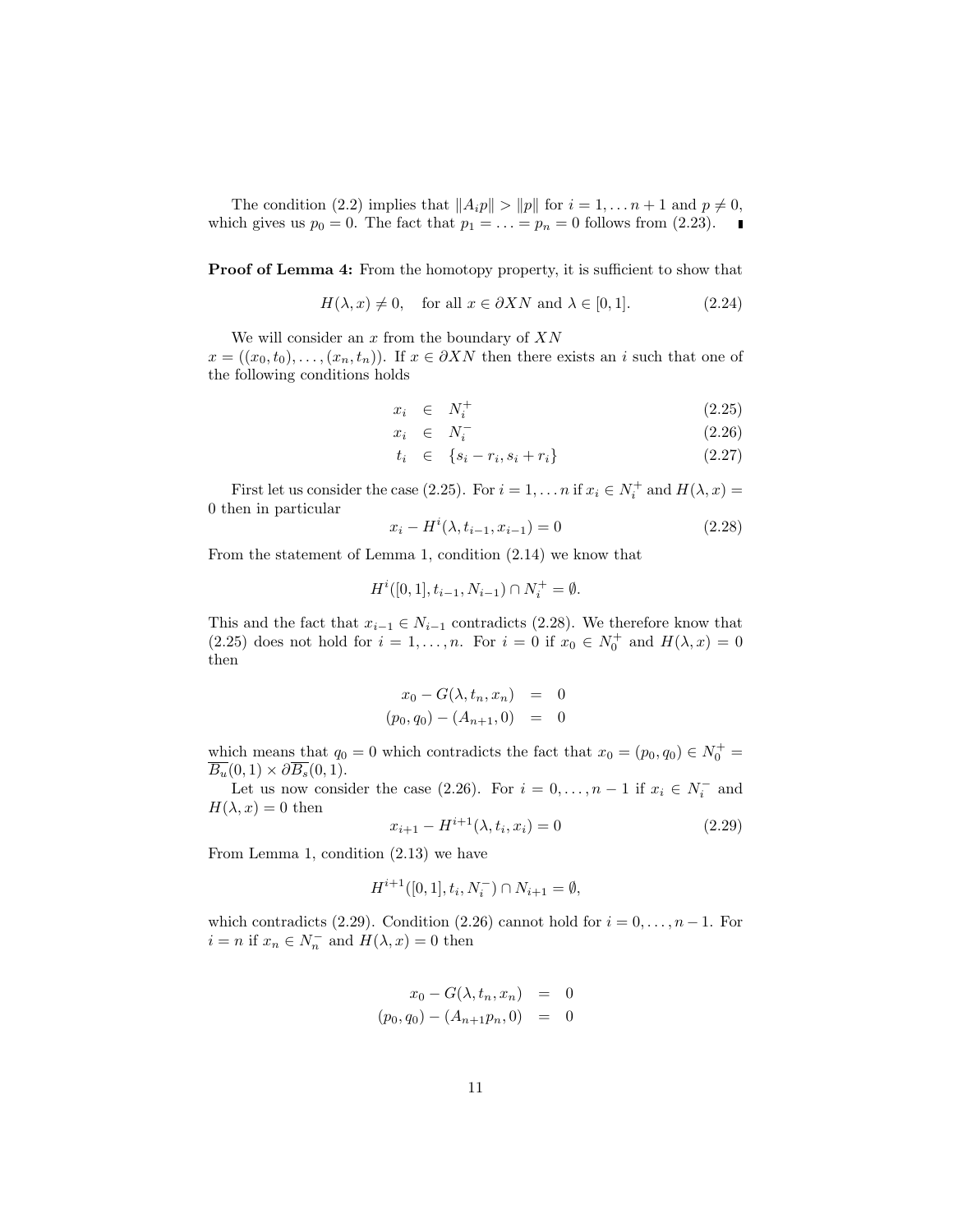The condition (2.2) implies that $\|A_i p\| > \|p\|$ for $i = 1, \ldots n+1$ and $p \neq 0$, which gives us $p_0 = 0$. The fact that $p_1 = \ldots = p_n = 0$ follows from (2.23). ∎

**Proof of Lemma 4:** From the homotopy property, it is sufficient to show that

$$H(\lambda, x) \neq 0, \quad \text{for all } x \in \partial XN \text{ and } \lambda \in [0,1]. \tag{2.24}$$

We will consider an $x$ from the boundary of $XN$ $x = ((x_0, t_0), \ldots, (x_n, t_n))$. If $x \in \partial XN$ then there exists an $i$ such that one of the following conditions holds

$$x_i \in N_i^+ \tag{2.25}$$

$$x_i \in N_i^- \tag{2.26}$$

$$t_i \in \{s_i - r_i, s_i + r_i\} \tag{2.27}$$

First let us consider the case (2.25). For $i = 1, \ldots n$ if $x_i \in N_i^+$ and $H(\lambda, x) = 0$ then in particular

$$x_i - H^i(\lambda, t_{i-1}, x_{i-1}) = 0 \tag{2.28}$$

From the statement of Lemma 1, condition (2.14) we know that

$$H^i([0,1], t_{i-1}, N_{i-1}) \cap N_i^+ = \emptyset.$$

This and the fact that $x_{i-1} \in N_{i-1}$ contradicts (2.28). We therefore know that (2.25) does not hold for $i = 1, \ldots, n$. For $i = 0$ if $x_0 \in N_0^+$ and $H(\lambda, x) = 0$ then

$$\begin{aligned} x_0 - G(\lambda, t_n, x_n) &= 0 \\ (p_0, q_0) - (A_{n+1}, 0) &= 0 \end{aligned}$$

which means that $q_0 = 0$ which contradicts the fact that $x_0 = (p_0, q_0) \in N_0^+ = \overline{B_u}(0,1) \times \partial \overline{B_s}(0,1)$.

Let us now consider the case (2.26). For $i = 0, \ldots, n-1$ if $x_i \in N_i^-$ and $H(\lambda, x) = 0$ then

$$x_{i+1} - H^{i+1}(\lambda, t_i, x_i) = 0 \tag{2.29}$$

From Lemma 1, condition (2.13) we have

$$H^{i+1}([0,1], t_i, N_i^-) \cap N_{i+1} = \emptyset,$$

which contradicts (2.29). Condition (2.26) cannot hold for $i = 0, \ldots, n-1$. For $i = n$ if $x_n \in N_n^-$ and $H(\lambda, x) = 0$ then

$$\begin{aligned} x_0 - G(\lambda, t_n, x_n) &= 0 \\ (p_0, q_0) - (A_{n+1} p_n, 0) &= 0 \end{aligned}$$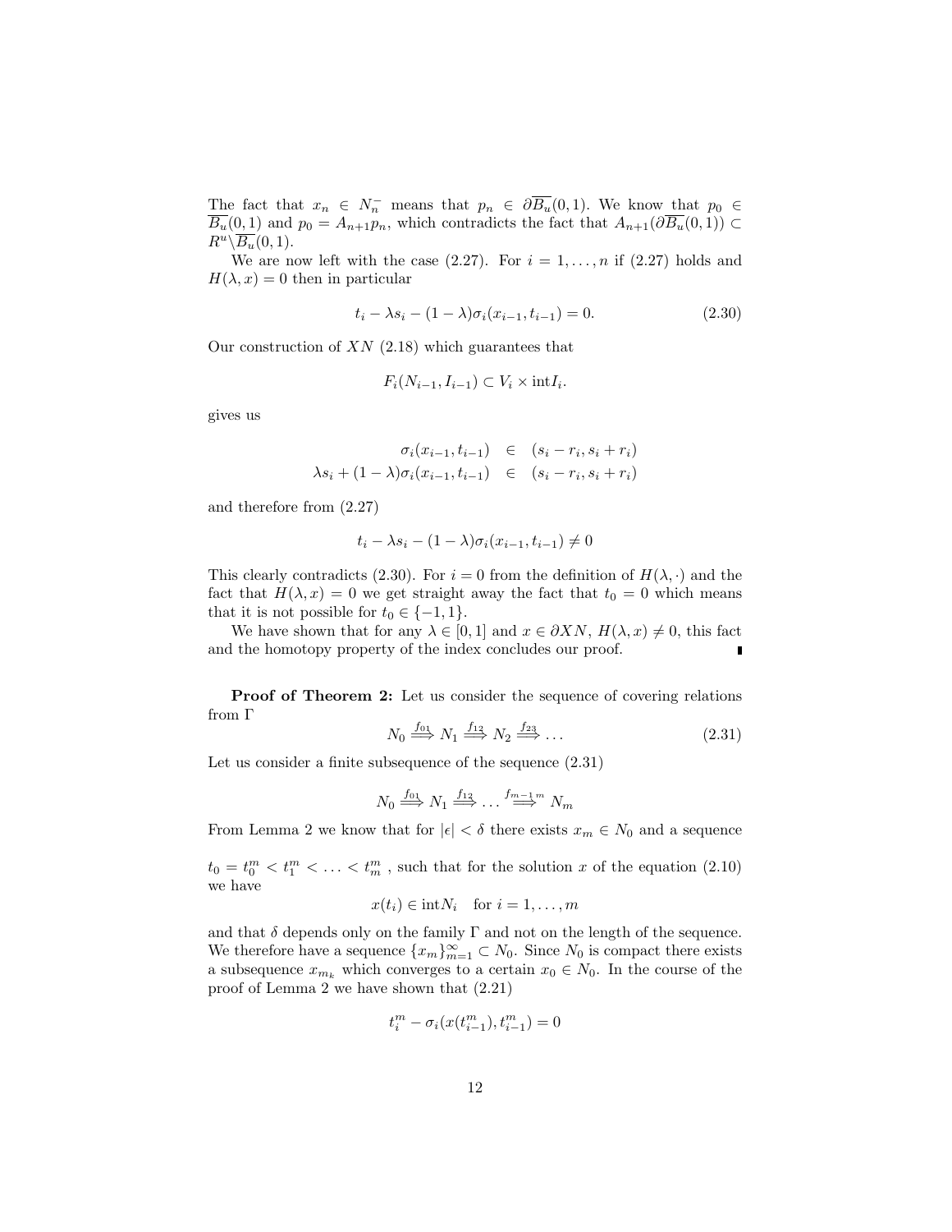The fact that $x_n \in N_n^-$ means that $p_n \in \partial\overline{B_u}(0,1)$. We know that $p_0 \in \overline{B_u}(0,1)$ and $p_0 = A_{n+1}p_n$, which contradicts the fact that $A_{n+1}(\partial\overline{B_u}(0,1)) \subset R^u \backslash \overline{B_u}(0,1)$.

We are now left with the case (2.27). For $i = 1, \ldots, n$ if (2.27) holds and $H(\lambda, x) = 0$ then in particular

$$t_i - \lambda s_i - (1-\lambda)\sigma_i(x_{i-1}, t_{i-1}) = 0. \tag{2.30}$$

Our construction of $XN$ (2.18) which guarantees that

$$F_i(N_{i-1}, I_{i-1}) \subset V_i \times \mathrm{int} I_i.$$

gives us

$$\begin{aligned}
\sigma_i(x_{i-1}, t_{i-1}) &\in (s_i - r_i, s_i + r_i) \\
\lambda s_i + (1-\lambda)\sigma_i(x_{i-1}, t_{i-1}) &\in (s_i - r_i, s_i + r_i)
\end{aligned}$$

and therefore from (2.27)

$$t_i - \lambda s_i - (1-\lambda)\sigma_i(x_{i-1}, t_{i-1}) \neq 0$$

This clearly contradicts (2.30). For $i = 0$ from the definition of $H(\lambda, \cdot)$ and the fact that $H(\lambda, x) = 0$ we get straight away the fact that $t_0 = 0$ which means that it is not possible for $t_0 \in \{-1, 1\}$.

We have shown that for any $\lambda \in [0,1]$ and $x \in \partial XN$, $H(\lambda, x) \neq 0$, this fact and the homotopy property of the index concludes our proof. ∎

**Proof of Theorem 2:** Let us consider the sequence of covering relations from $\Gamma$

$$N_0 \overset{f_{01}}{\Longrightarrow} N_1 \overset{f_{12}}{\Longrightarrow} N_2 \overset{f_{23}}{\Longrightarrow} \ldots \tag{2.31}$$

Let us consider a finite subsequence of the sequence (2.31)

$$N_0 \overset{f_{01}}{\Longrightarrow} N_1 \overset{f_{12}}{\Longrightarrow} \ldots \overset{f_{m-1\,m}}{\Longrightarrow} N_m$$

From Lemma 2 we know that for $|\epsilon| < \delta$ there exists $x_m \in N_0$ and a sequence

$t_0 = t_0^m < t_1^m < \ldots < t_m^m$ , such that for the solution $x$ of the equation (2.10) we have

$$x(t_i) \in \mathrm{int} N_i \quad \text{for } i = 1, \ldots, m$$

and that $\delta$ depends only on the family $\Gamma$ and not on the length of the sequence. We therefore have a sequence $\{x_m\}_{m=1}^{\infty} \subset N_0$. Since $N_0$ is compact there exists a subsequence $x_{m_k}$ which converges to a certain $x_0 \in N_0$. In the course of the proof of Lemma 2 we have shown that (2.21)

$$t_i^m - \sigma_i(x(t_{i-1}^m), t_{i-1}^m) = 0$$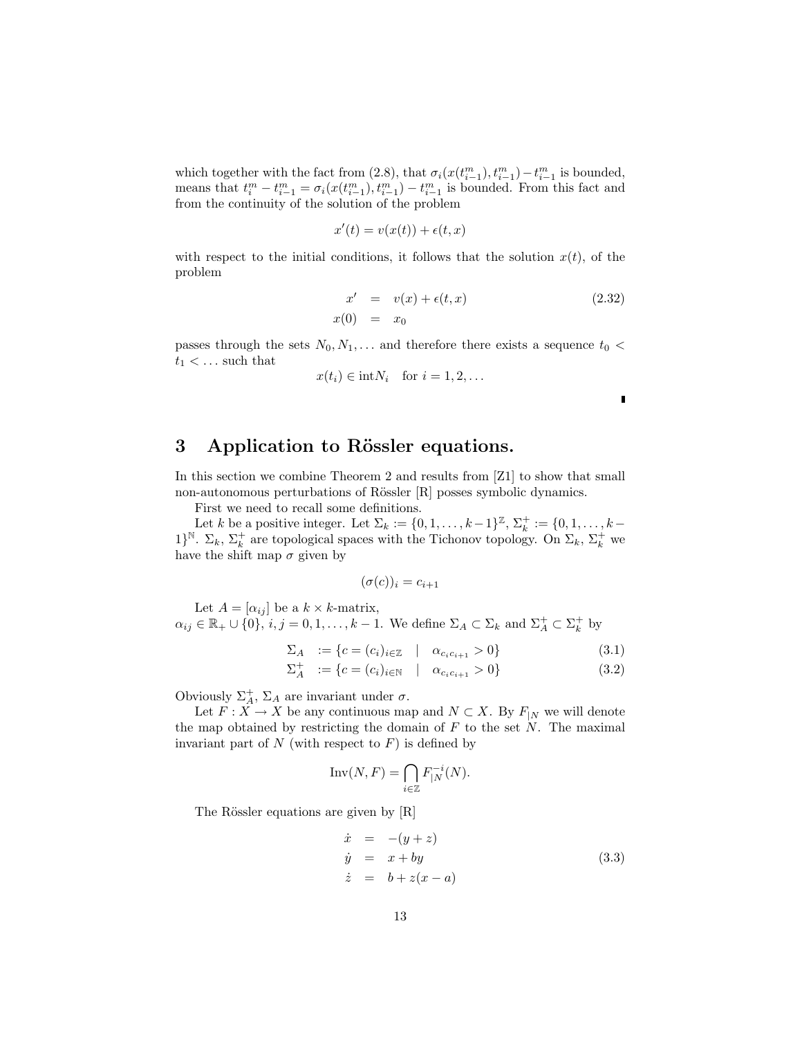which together with the fact from (2.8), that $\sigma_i(x(t^m_{i-1}), t^m_{i-1}) - t^m_{i-1}$ is bounded, means that $t^m_i - t^m_{i-1} = \sigma_i(x(t^m_{i-1}), t^m_{i-1}) - t^m_{i-1}$ is bounded. From this fact and from the continuity of the solution of the problem

$$x'(t) = v(x(t)) + \epsilon(t, x)$$

with respect to the initial conditions, it follows that the solution $x(t)$, of the problem

$$\begin{aligned} x' &= v(x) + \epsilon(t, x) \\ x(0) &= x_0 \end{aligned} \tag{2.32}$$

passes through the sets $N_0, N_1, \ldots$ and therefore there exists a sequence $t_0 < t_1 < \ldots$ such that

$$x(t_i) \in \mathrm{int} N_i \quad \text{for } i = 1, 2, \ldots$$

∎

# 3 Application to Rössler equations.

In this section we combine Theorem 2 and results from [Z1] to show that small non-autonomous perturbations of Rössler [R] posses symbolic dynamics.

First we need to recall some definitions.

Let $k$ be a positive integer. Let $\Sigma_k := \{0, 1, \ldots, k-1\}^{\mathbb{Z}}$, $\Sigma_k^+ := \{0, 1, \ldots, k-1\}^{\mathbb{N}}$. $\Sigma_k$, $\Sigma_k^+$ are topological spaces with the Tichonov topology. On $\Sigma_k$, $\Sigma_k^+$ we have the shift map $\sigma$ given by

$$(\sigma(c))_i = c_{i+1}$$

Let $A = [\alpha_{ij}]$ be a $k \times k$-matrix, $\alpha_{ij} \in \mathbb{R}_+ \cup \{0\}$, $i, j = 0, 1, \ldots, k-1$. We define $\Sigma_A \subset \Sigma_k$ and $\Sigma_A^+ \subset \Sigma_k^+$ by

$$\Sigma_A := \{c = (c_i)_{i \in \mathbb{Z}} \quad | \quad \alpha_{c_i c_{i+1}} > 0\} \tag{3.1}$$

$$\Sigma_A^+ := \{c = (c_i)_{i \in \mathbb{N}} \quad | \quad \alpha_{c_i c_{i+1}} > 0\} \tag{3.2}$$

Obviously $\Sigma_A^+$, $\Sigma_A$ are invariant under $\sigma$.

Let $F : X \to X$ be any continuous map and $N \subset X$. By $F_{|N}$ we will denote the map obtained by restricting the domain of $F$ to the set $N$. The maximal invariant part of $N$ (with respect to $F$) is defined by

$$\mathrm{Inv}(N, F) = \bigcap_{i \in \mathbb{Z}} F_{|N}^{-i}(N).$$

The Rössler equations are given by [R]

$$\begin{aligned} \dot{x} &= -(y + z) \\ \dot{y} &= x + by \\ \dot{z} &= b + z(x - a) \end{aligned} \tag{3.3}$$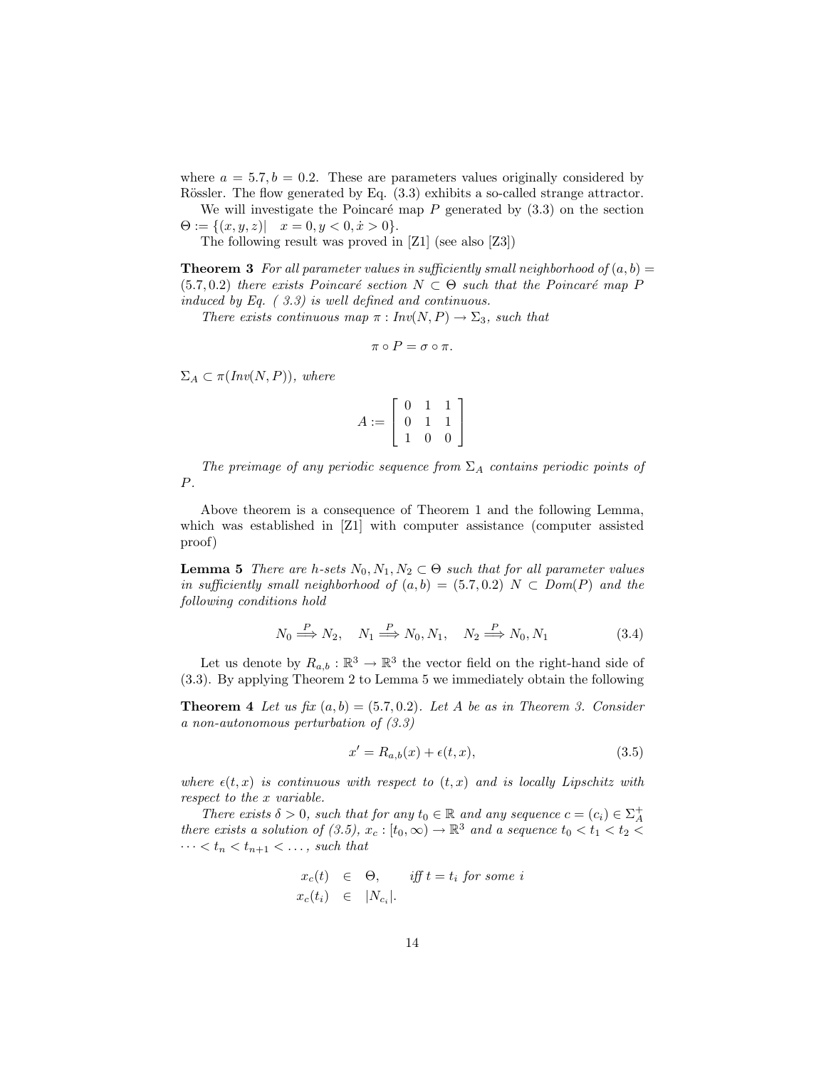where $a = 5.7, b = 0.2$. These are parameters values originally considered by Rössler. The flow generated by Eq. (3.3) exhibits a so-called strange attractor.

We will investigate the Poincaré map $P$ generated by (3.3) on the section $\Theta := \{(x, y, z)| \quad x = 0, y < 0, \dot{x} > 0\}$.

The following result was proved in [Z1] (see also [Z3])

**Theorem 3** *For all parameter values in sufficiently small neighborhood of $(a, b) = (5.7, 0.2)$ there exists Poincaré section $N \subset \Theta$ such that the Poincaré map $P$ induced by Eq. ( 3.3) is well defined and continuous.*

*There exists continuous map $\pi : Inv(N, P) \to \Sigma_3$, such that*

$$\pi \circ P = \sigma \circ \pi.$$

$\Sigma_A \subset \pi(Inv(N, P))$, *where*

$$A := \begin{bmatrix} 0 & 1 & 1 \\ 0 & 1 & 1 \\ 1 & 0 & 0 \end{bmatrix}$$

*The preimage of any periodic sequence from $\Sigma_A$ contains periodic points of $P$.*

Above theorem is a consequence of Theorem 1 and the following Lemma, which was established in [Z1] with computer assistance (computer assisted proof)

**Lemma 5** *There are h-sets $N_0, N_1, N_2 \subset \Theta$ such that for all parameter values in sufficiently small neighborhood of $(a, b) = (5.7, 0.2)$ $N \subset Dom(P)$ and the following conditions hold*

$$N_0 \overset{P}{\Longrightarrow} N_2, \quad N_1 \overset{P}{\Longrightarrow} N_0, N_1, \quad N_2 \overset{P}{\Longrightarrow} N_0, N_1 \tag{3.4}$$

Let us denote by $R_{a,b} : \mathbb{R}^3 \to \mathbb{R}^3$ the vector field on the right-hand side of (3.3). By applying Theorem 2 to Lemma 5 we immediately obtain the following

**Theorem 4** *Let us fix $(a, b) = (5.7, 0.2)$. Let $A$ be as in Theorem 3. Consider a non-autonomous perturbation of (3.3)*

$$x' = R_{a,b}(x) + \epsilon(t, x), \tag{3.5}$$

*where $\epsilon(t, x)$ is continuous with respect to $(t, x)$ and is locally Lipschitz with respect to the $x$ variable.*

*There exists $\delta > 0$, such that for any $t_0 \in \mathbb{R}$ and any sequence $c = (c_i) \in \Sigma_A^+$ there exists a solution of (3.5), $x_c : [t_0, \infty) \to \mathbb{R}^3$ and a sequence $t_0 < t_1 < t_2 < \dots < t_n < t_{n+1} < \dots$, such that*

$$\begin{aligned} x_c(t) &\in \Theta, \qquad \text{iff } t = t_i \text{ for some } i \\ x_c(t_i) &\in |N_{c_i}|. \end{aligned}$$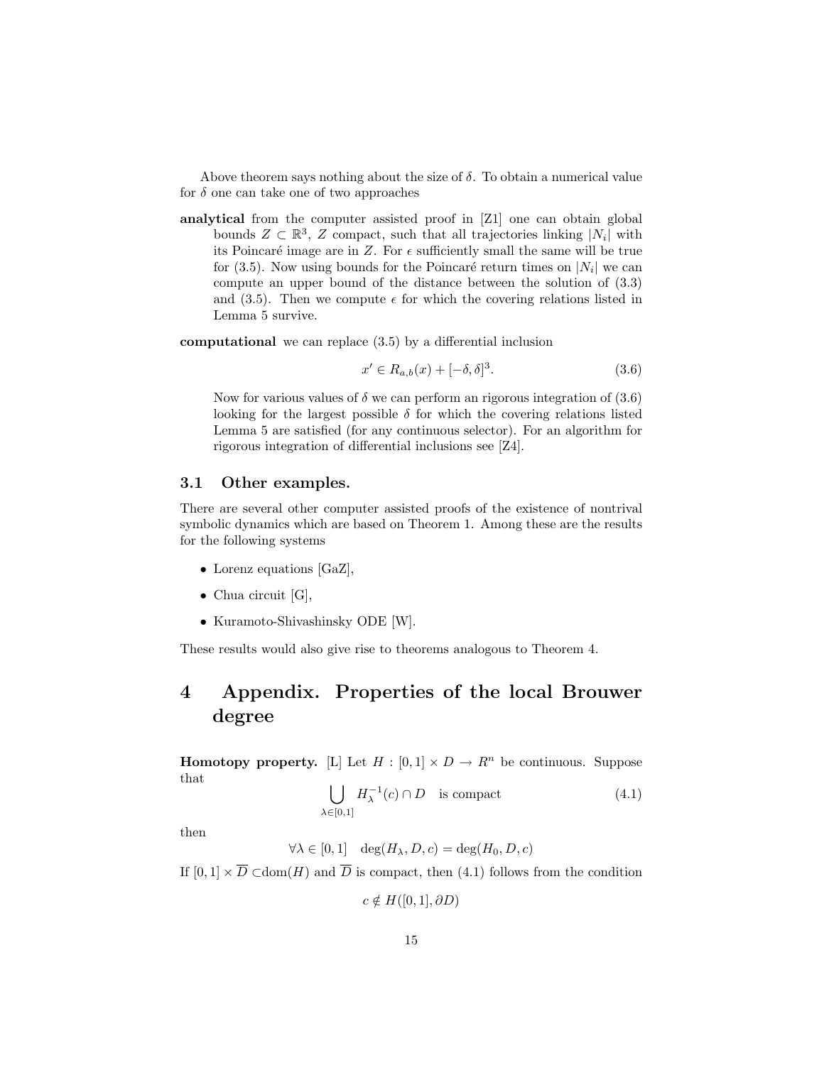Above theorem says nothing about the size of $\delta$. To obtain a numerical value for $\delta$ one can take one of two approaches

**analytical** from the computer assisted proof in [Z1] one can obtain global bounds $Z \subset \mathbb{R}^3$, $Z$ compact, such that all trajectories linking $|N_i|$ with its Poincaré image are in $Z$. For $\epsilon$ sufficiently small the same will be true for (3.5). Now using bounds for the Poincaré return times on $|N_i|$ we can compute an upper bound of the distance between the solution of (3.3) and (3.5). Then we compute $\epsilon$ for which the covering relations listed in Lemma 5 survive.

**computational** we can replace (3.5) by a differential inclusion

$$x' \in R_{a,b}(x) + [-\delta, \delta]^3. \tag{3.6}$$

Now for various values of $\delta$ we can perform an rigorous integration of (3.6) looking for the largest possible $\delta$ for which the covering relations listed Lemma 5 are satisfied (for any continuous selector). For an algorithm for rigorous integration of differential inclusions see [Z4].

### 3.1 Other examples.

There are several other computer assisted proofs of the existence of nontrival symbolic dynamics which are based on Theorem 1. Among these are the results for the following systems

- Lorenz equations [GaZ],
- Chua circuit [G],
- Kuramoto-Shivashinsky ODE [W].

These results would also give rise to theorems analogous to Theorem 4.

# 4 Appendix. Properties of the local Brouwer degree

**Homotopy property.** [L] Let $H : [0,1] \times D \to R^n$ be continuous. Suppose that

$$\bigcup_{\lambda \in [0,1]} H_\lambda^{-1}(c) \cap D \quad \text{is compact} \tag{4.1}$$

then

$$\forall \lambda \in [0,1] \quad \deg(H_\lambda, D, c) = \deg(H_0, D, c)$$

If $[0,1] \times \overline{D} \subset \text{dom}(H)$ and $\overline{D}$ is compact, then (4.1) follows from the condition

$$c \notin H([0,1], \partial D)$$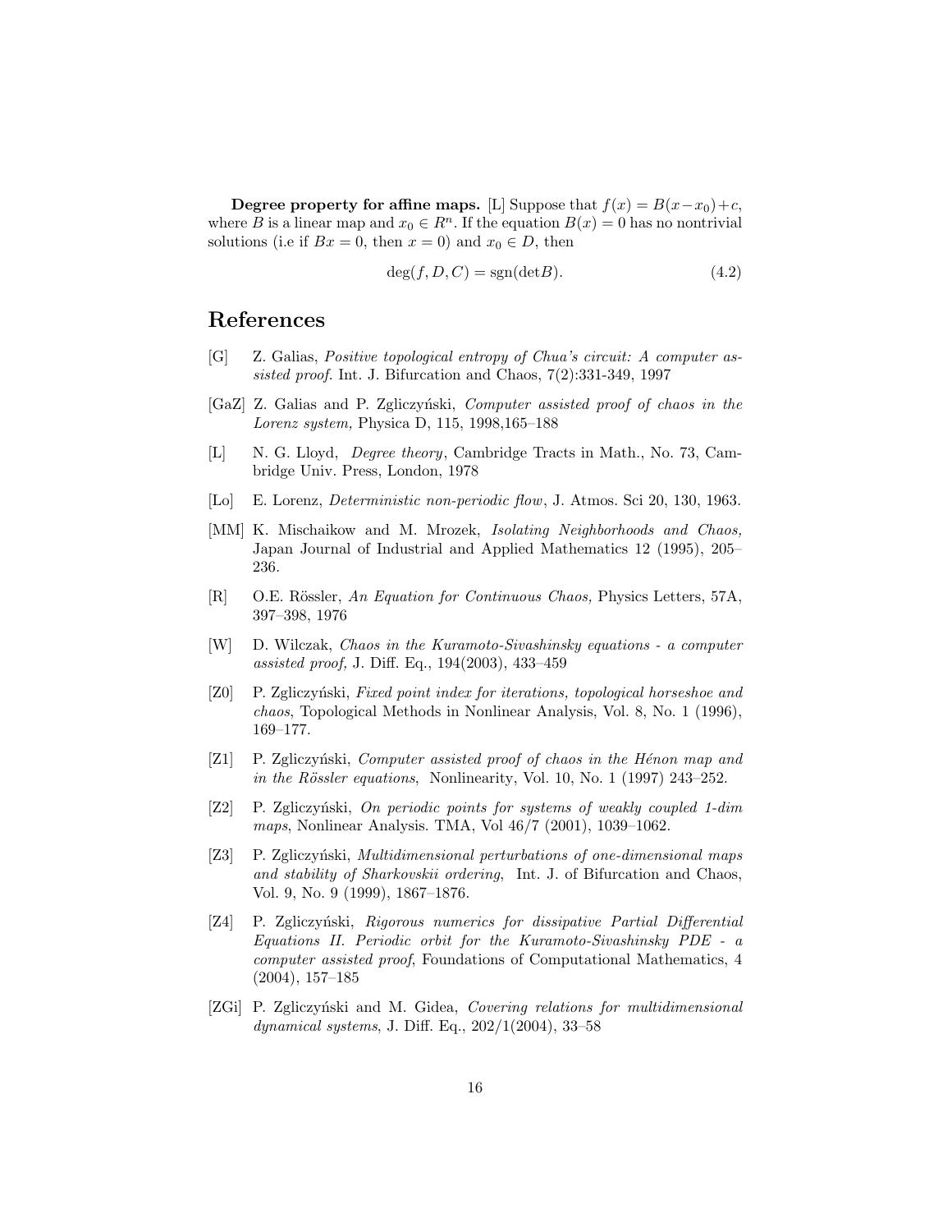**Degree property for affine maps.** [L] Suppose that $f(x) = B(x-x_0)+c$, where $B$ is a linear map and $x_0 \in R^n$. If the equation $B(x) = 0$ has no nontrivial solutions (i.e if $Bx = 0$, then $x = 0$) and $x_0 \in D$, then

$$\deg(f, D, C) = \mathrm{sgn}(\det B). \tag{4.2}$$

## References

[G] Z. Galias, *Positive topological entropy of Chua's circuit: A computer assisted proof*. Int. J. Bifurcation and Chaos, 7(2):331-349, 1997

[GaZ] Z. Galias and P. Zgliczyński, *Computer assisted proof of chaos in the Lorenz system,* Physica D, 115, 1998,165–188

[L] N. G. Lloyd, *Degree theory*, Cambridge Tracts in Math., No. 73, Cambridge Univ. Press, London, 1978

[Lo] E. Lorenz, *Deterministic non-periodic flow*, J. Atmos. Sci 20, 130, 1963.

[MM] K. Mischaikow and M. Mrozek, *Isolating Neighborhoods and Chaos,* Japan Journal of Industrial and Applied Mathematics 12 (1995), 205–236.

[R] O.E. Rössler, *An Equation for Continuous Chaos,* Physics Letters, 57A, 397–398, 1976

[W] D. Wilczak, *Chaos in the Kuramoto-Sivashinsky equations - a computer assisted proof,* J. Diff. Eq., 194(2003), 433–459

[Z0] P. Zgliczyński, *Fixed point index for iterations, topological horseshoe and chaos*, Topological Methods in Nonlinear Analysis, Vol. 8, No. 1 (1996), 169–177.

[Z1] P. Zgliczyński, *Computer assisted proof of chaos in the Hénon map and in the Rössler equations*, Nonlinearity, Vol. 10, No. 1 (1997) 243–252.

[Z2] P. Zgliczyński, *On periodic points for systems of weakly coupled 1-dim maps*, Nonlinear Analysis. TMA, Vol 46/7 (2001), 1039–1062.

[Z3] P. Zgliczyński, *Multidimensional perturbations of one-dimensional maps and stability of Sharkovskii ordering*, Int. J. of Bifurcation and Chaos, Vol. 9, No. 9 (1999), 1867–1876.

[Z4] P. Zgliczyński, *Rigorous numerics for dissipative Partial Differential Equations II. Periodic orbit for the Kuramoto-Sivashinsky PDE - a computer assisted proof*, Foundations of Computational Mathematics, 4 (2004), 157–185

[ZGi] P. Zgliczyński and M. Gidea, *Covering relations for multidimensional dynamical systems*, J. Diff. Eq., 202/1(2004), 33–58